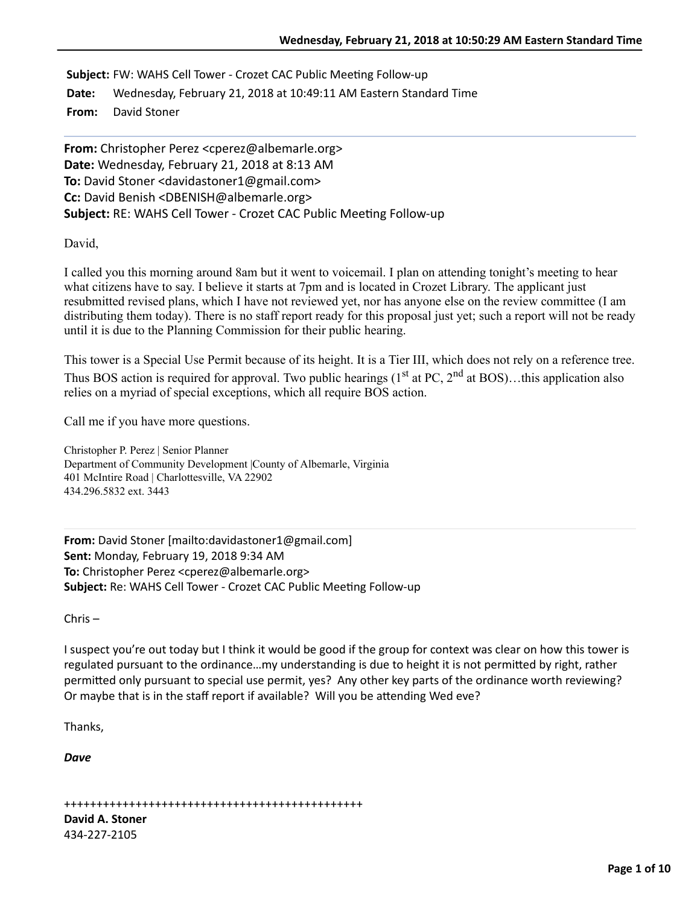**Subject:** FW: WAHS Cell Tower - Crozet CAC Public Meeting Follow-up
**Date:** Wednesday, February 21, 2018 at 10:49:11 AM Eastern Standard Time
**From:** David Stoner

---

**From:** Christopher Perez <cperez@albemarle.org>
**Date:** Wednesday, February 21, 2018 at 8:13 AM
**To:** David Stoner <davidastoner1@gmail.com>
**Cc:** David Benish <DBENISH@albemarle.org>
**Subject:** RE: WAHS Cell Tower - Crozet CAC Public Meeting Follow-up

David,

I called you this morning around 8am but it went to voicemail. I plan on attending tonight's meeting to hear what citizens have to say. I believe it starts at 7pm and is located in Crozet Library. The applicant just resubmitted revised plans, which I have not reviewed yet, nor has anyone else on the review committee (I am distributing them today). There is no staff report ready for this proposal just yet; such a report will not be ready until it is due to the Planning Commission for their public hearing.

This tower is a Special Use Permit because of its height. It is a Tier III, which does not rely on a reference tree. Thus BOS action is required for approval. Two public hearings (1st at PC, 2nd at BOS)…this application also relies on a myriad of special exceptions, which all require BOS action.

Call me if you have more questions.

Christopher P. Perez | Senior Planner
Department of Community Development |County of Albemarle, Virginia
401 McIntire Road | Charlottesville, VA 22902
434.296.5832 ext. 3443

---

**From:** David Stoner [mailto:davidastoner1@gmail.com]
**Sent:** Monday, February 19, 2018 9:34 AM
**To:** Christopher Perez <cperez@albemarle.org>
**Subject:** Re: WAHS Cell Tower - Crozet CAC Public Meeting Follow-up

Chris –

I suspect you're out today but I think it would be good if the group for context was clear on how this tower is regulated pursuant to the ordinance…my understanding is due to height it is not permitted by right, rather permitted only pursuant to special use permit, yes? Any other key parts of the ordinance worth reviewing? Or maybe that is in the staff report if available? Will you be attending Wed eve?

Thanks,

***Dave***

++++++++++++++++++++++++++++++++++++++++++++++++
**David A. Stoner**
434-227-2105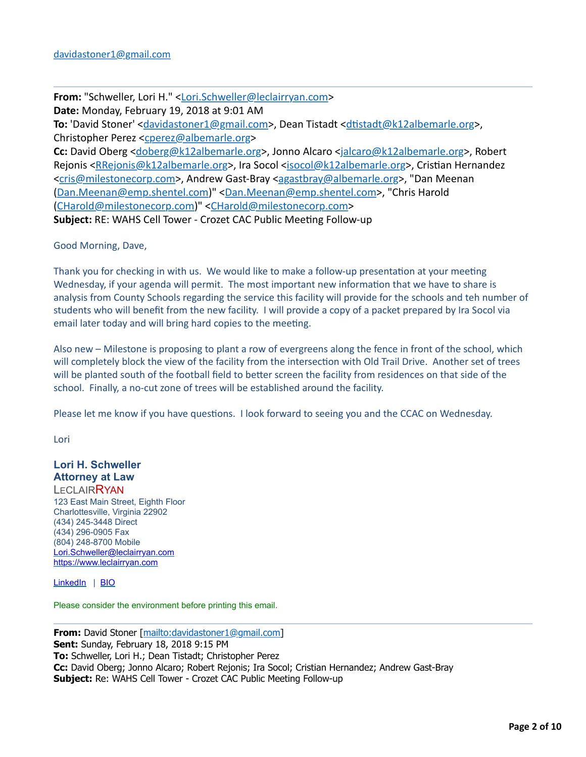davidastoner1@gmail.com

---

**From:** "Schweller, Lori H." <Lori.Schweller@leclairryan.com>
**Date:** Monday, February 19, 2018 at 9:01 AM
**To:** 'David Stoner' <davidastoner1@gmail.com>, Dean Tistadt <dtistadt@k12albemarle.org>, Christopher Perez <cperez@albemarle.org>
**Cc:** David Oberg <doberg@k12albemarle.org>, Jonno Alcaro <jalcaro@k12albemarle.org>, Robert Rejonis <RRejonis@k12albemarle.org>, Ira Socol <isocol@k12albemarle.org>, Cristian Hernandez <cris@milestonecorp.com>, Andrew Gast-Bray <agastbray@albemarle.org>, "Dan Meenan (Dan.Meenan@emp.shentel.com)" <Dan.Meenan@emp.shentel.com>, "Chris Harold (CHarold@milestonecorp.com)" <CHarold@milestonecorp.com>
**Subject:** RE: WAHS Cell Tower - Crozet CAC Public Meeting Follow-up

Good Morning, Dave,

Thank you for checking in with us. We would like to make a follow-up presentation at your meeting Wednesday, if your agenda will permit. The most important new information that we have to share is analysis from County Schools regarding the service this facility will provide for the schools and teh number of students who will benefit from the new facility. I will provide a copy of a packet prepared by Ira Socol via email later today and will bring hard copies to the meeting.

Also new – Milestone is proposing to plant a row of evergreens along the fence in front of the school, which will completely block the view of the facility from the intersection with Old Trail Drive. Another set of trees will be planted south of the football field to better screen the facility from residences on that side of the school. Finally, a no-cut zone of trees will be established around the facility.

Please let me know if you have questions. I look forward to seeing you and the CCAC on Wednesday.

Lori

**Lori H. Schweller**
**Attorney at Law**
LECLAIRRYAN
123 East Main Street, Eighth Floor
Charlottesville, Virginia 22902
(434) 245-3448 Direct
(434) 296-0905 Fax
(804) 248-8700 Mobile
Lori.Schweller@leclairryan.com
https://www.leclairryan.com

LinkedIn | BIO

Please consider the environment before printing this email.

---

**From:** David Stoner [mailto:davidastoner1@gmail.com]
**Sent:** Sunday, February 18, 2018 9:15 PM
**To:** Schweller, Lori H.; Dean Tistadt; Christopher Perez
**Cc:** David Oberg; Jonno Alcaro; Robert Rejonis; Ira Socol; Cristian Hernandez; Andrew Gast-Bray
**Subject:** Re: WAHS Cell Tower - Crozet CAC Public Meeting Follow-up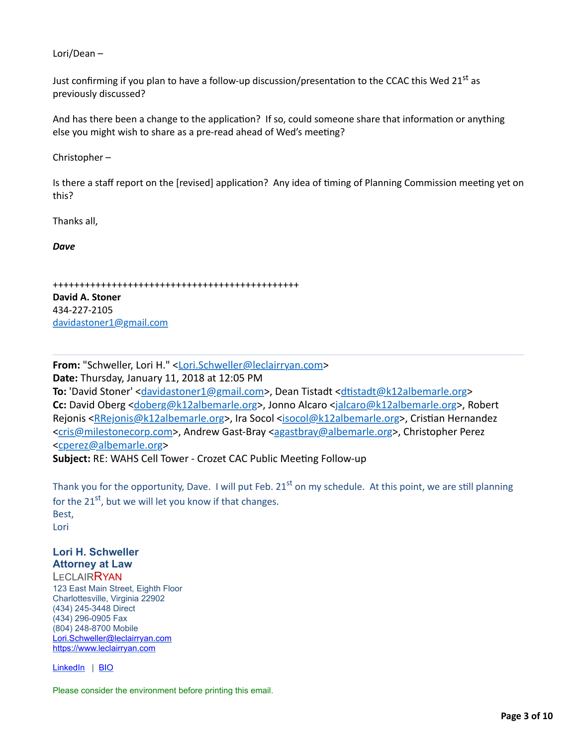Lori/Dean –

Just confirming if you plan to have a follow-up discussion/presentation to the CCAC this Wed 21st as previously discussed?

And has there been a change to the application? If so, could someone share that information or anything else you might wish to share as a pre-read ahead of Wed's meeting?

Christopher –

Is there a staff report on the [revised] application? Any idea of timing of Planning Commission meeting yet on this?

Thanks all,

***Dave***

++++++++++++++++++++++++++++++++++++++++++++++++
**David A. Stoner**
434-227-2105
davidastoner1@gmail.com

---

**From:** "Schweller, Lori H." <Lori.Schweller@leclairryan.com>
**Date:** Thursday, January 11, 2018 at 12:05 PM
**To:** 'David Stoner' <davidastoner1@gmail.com>, Dean Tistadt <dtistadt@k12albemarle.org>
**Cc:** David Oberg <doberg@k12albemarle.org>, Jonno Alcaro <jalcaro@k12albemarle.org>, Robert Rejonis <RRejonis@k12albemarle.org>, Ira Socol <isocol@k12albemarle.org>, Cristian Hernandez <cris@milestonecorp.com>, Andrew Gast-Bray <agastbray@albemarle.org>, Christopher Perez <cperez@albemarle.org>
**Subject:** RE: WAHS Cell Tower - Crozet CAC Public Meeting Follow-up

Thank you for the opportunity, Dave. I will put Feb. 21st on my schedule. At this point, we are still planning for the 21st, but we will let you know if that changes.
Best,
Lori

**Lori H. Schweller**
**Attorney at Law**
LECLAIRRYAN
123 East Main Street, Eighth Floor
Charlottesville, Virginia 22902
(434) 245-3448 Direct
(434) 296-0905 Fax
(804) 248-8700 Mobile
Lori.Schweller@leclairryan.com
https://www.leclairryan.com

LinkedIn | BIO

Please consider the environment before printing this email.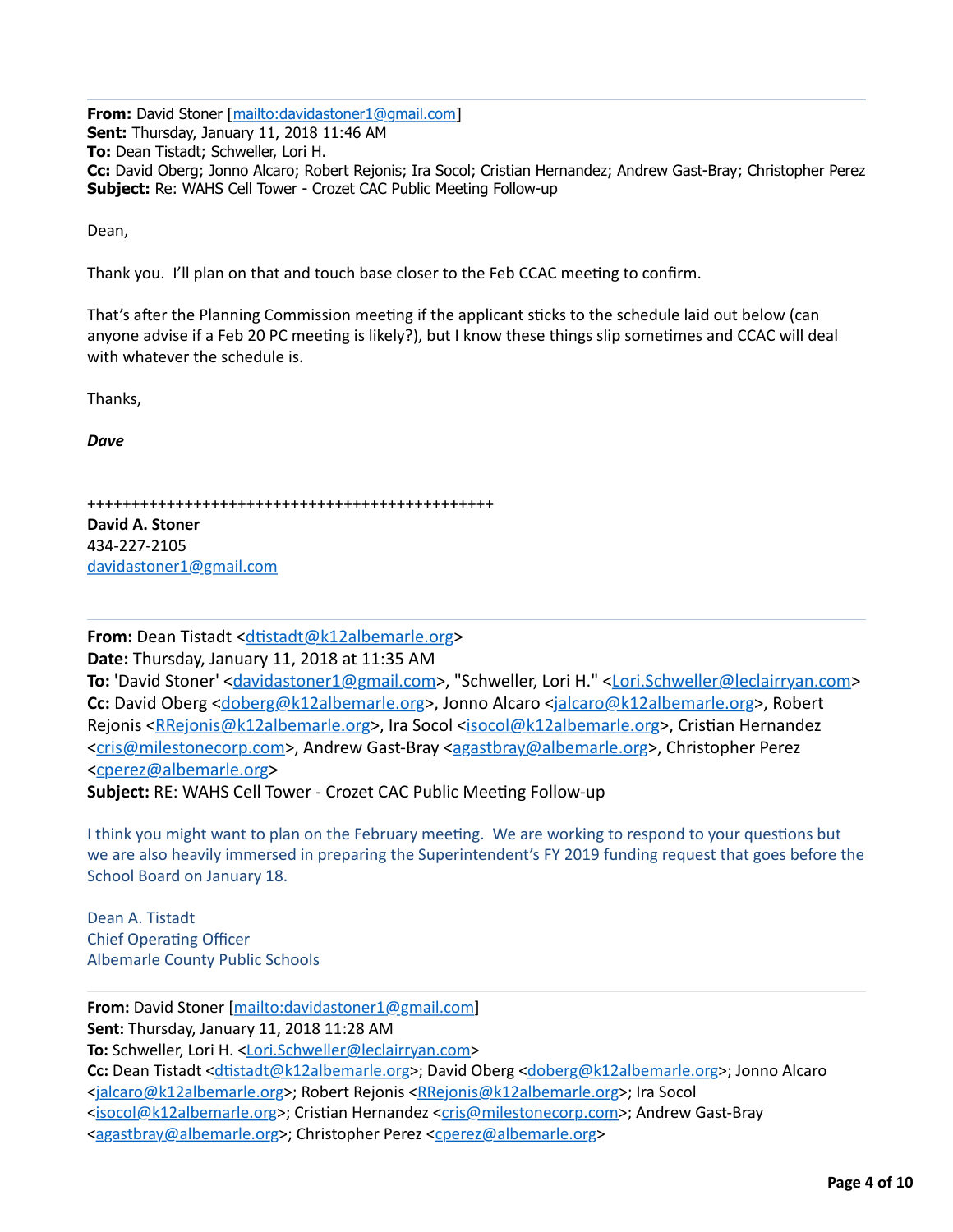---

**From:** David Stoner [mailto:davidastoner1@gmail.com]
**Sent:** Thursday, January 11, 2018 11:46 AM
**To:** Dean Tistadt; Schweller, Lori H.
**Cc:** David Oberg; Jonno Alcaro; Robert Rejonis; Ira Socol; Cristian Hernandez; Andrew Gast-Bray; Christopher Perez
**Subject:** Re: WAHS Cell Tower - Crozet CAC Public Meeting Follow-up

Dean,

Thank you. I'll plan on that and touch base closer to the Feb CCAC meeting to confirm.

That's after the Planning Commission meeting if the applicant sticks to the schedule laid out below (can anyone advise if a Feb 20 PC meeting is likely?), but I know these things slip sometimes and CCAC will deal with whatever the schedule is.

Thanks,

***Dave***

++++++++++++++++++++++++++++++++++++++++++++++++
**David A. Stoner**
434-227-2105
davidastoner1@gmail.com

---

**From:** Dean Tistadt <dtistadt@k12albemarle.org>
**Date:** Thursday, January 11, 2018 at 11:35 AM
**To:** 'David Stoner' <davidastoner1@gmail.com>, "Schweller, Lori H." <Lori.Schweller@leclairryan.com>
**Cc:** David Oberg <doberg@k12albemarle.org>, Jonno Alcaro <jalcaro@k12albemarle.org>, Robert Rejonis <RRejonis@k12albemarle.org>, Ira Socol <isocol@k12albemarle.org>, Cristian Hernandez <cris@milestonecorp.com>, Andrew Gast-Bray <agastbray@albemarle.org>, Christopher Perez <cperez@albemarle.org>
**Subject:** RE: WAHS Cell Tower - Crozet CAC Public Meeting Follow-up

I think you might want to plan on the February meeting. We are working to respond to your questions but we are also heavily immersed in preparing the Superintendent's FY 2019 funding request that goes before the School Board on January 18.

Dean A. Tistadt
Chief Operating Officer
Albemarle County Public Schools

---

**From:** David Stoner [mailto:davidastoner1@gmail.com]
**Sent:** Thursday, January 11, 2018 11:28 AM
**To:** Schweller, Lori H. <Lori.Schweller@leclairryan.com>
**Cc:** Dean Tistadt <dtistadt@k12albemarle.org>; David Oberg <doberg@k12albemarle.org>; Jonno Alcaro <jalcaro@k12albemarle.org>; Robert Rejonis <RRejonis@k12albemarle.org>; Ira Socol <isocol@k12albemarle.org>; Cristian Hernandez <cris@milestonecorp.com>; Andrew Gast-Bray <agastbray@albemarle.org>; Christopher Perez <cperez@albemarle.org>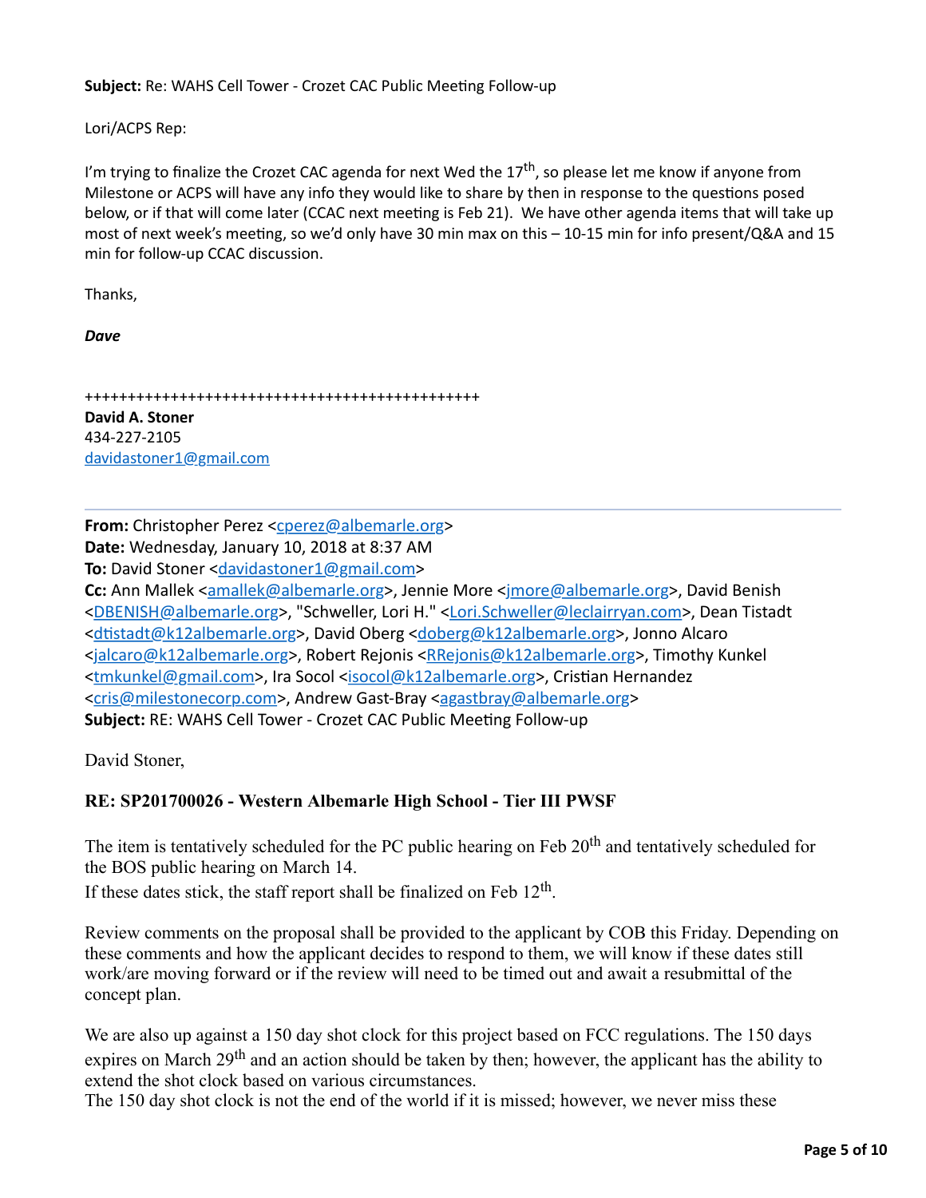**Subject:** Re: WAHS Cell Tower - Crozet CAC Public Meeting Follow-up

Lori/ACPS Rep:

I'm trying to finalize the Crozet CAC agenda for next Wed the 17th, so please let me know if anyone from Milestone or ACPS will have any info they would like to share by then in response to the questions posed below, or if that will come later (CCAC next meeting is Feb 21). We have other agenda items that will take up most of next week's meeting, so we'd only have 30 min max on this – 10-15 min for info present/Q&A and 15 min for follow-up CCAC discussion.

Thanks,

***Dave***

++++++++++++++++++++++++++++++++++++++++++++++++
**David A. Stoner**
434-227-2105
davidastoner1@gmail.com

---

**From:** Christopher Perez <cperez@albemarle.org>
**Date:** Wednesday, January 10, 2018 at 8:37 AM
**To:** David Stoner <davidastoner1@gmail.com>
**Cc:** Ann Mallek <amallek@albemarle.org>, Jennie More <jmore@albemarle.org>, David Benish <DBENISH@albemarle.org>, "Schweller, Lori H." <Lori.Schweller@leclairryan.com>, Dean Tistadt <dtistadt@k12albemarle.org>, David Oberg <doberg@k12albemarle.org>, Jonno Alcaro <jalcaro@k12albemarle.org>, Robert Rejonis <RRejonis@k12albemarle.org>, Timothy Kunkel <tmkunkel@gmail.com>, Ira Socol <isocol@k12albemarle.org>, Cristian Hernandez <cris@milestonecorp.com>, Andrew Gast-Bray <agastbray@albemarle.org>
**Subject:** RE: WAHS Cell Tower - Crozet CAC Public Meeting Follow-up

David Stoner,

**RE: SP201700026 - Western Albemarle High School - Tier III PWSF**

The item is tentatively scheduled for the PC public hearing on Feb 20th and tentatively scheduled for the BOS public hearing on March 14.
If these dates stick, the staff report shall be finalized on Feb 12th.

Review comments on the proposal shall be provided to the applicant by COB this Friday. Depending on these comments and how the applicant decides to respond to them, we will know if these dates still work/are moving forward or if the review will need to be timed out and await a resubmittal of the concept plan.

We are also up against a 150 day shot clock for this project based on FCC regulations. The 150 days expires on March 29th and an action should be taken by then; however, the applicant has the ability to extend the shot clock based on various circumstances.
The 150 day shot clock is not the end of the world if it is missed; however, we never miss these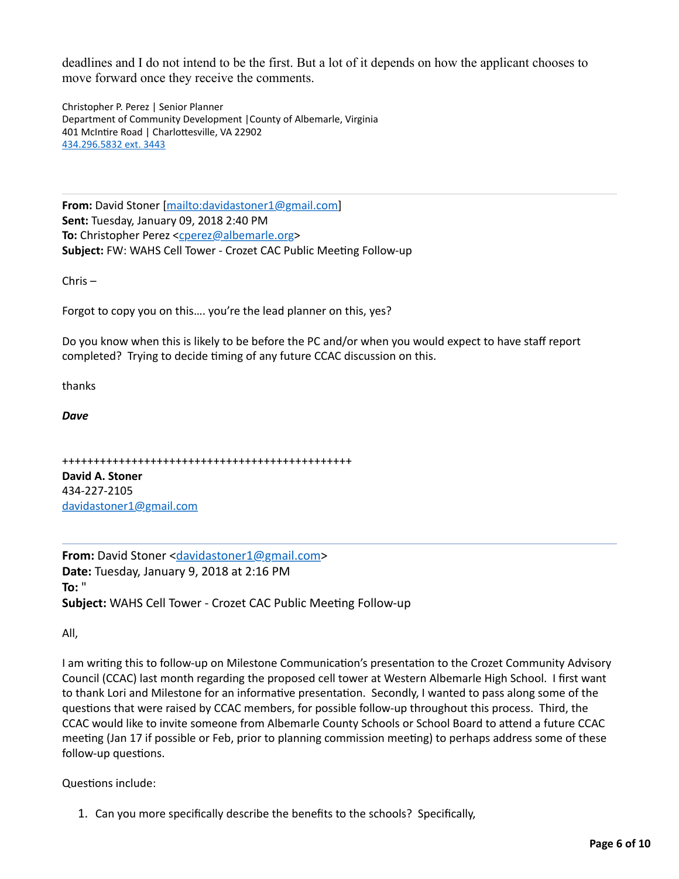deadlines and I do not intend to be the first. But a lot of it depends on how the applicant chooses to move forward once they receive the comments.

Christopher P. Perez | Senior Planner
Department of Community Development |County of Albemarle, Virginia
401 McIntire Road | Charlottesville, VA 22902
434.296.5832 ext. 3443

---

**From:** David Stoner [mailto:davidastoner1@gmail.com]
**Sent:** Tuesday, January 09, 2018 2:40 PM
**To:** Christopher Perez <cperez@albemarle.org>
**Subject:** FW: WAHS Cell Tower - Crozet CAC Public Meeting Follow-up

Chris –

Forgot to copy you on this…. you're the lead planner on this, yes?

Do you know when this is likely to be before the PC and/or when you would expect to have staff report completed? Trying to decide timing of any future CCAC discussion on this.

thanks

***Dave***

++++++++++++++++++++++++++++++++++++++++++++++++
**David A. Stoner**
434-227-2105
davidastoner1@gmail.com

---

**From:** David Stoner <davidastoner1@gmail.com>
**Date:** Tuesday, January 9, 2018 at 2:16 PM
**To:** "
**Subject:** WAHS Cell Tower - Crozet CAC Public Meeting Follow-up

All,

I am writing this to follow-up on Milestone Communication's presentation to the Crozet Community Advisory Council (CCAC) last month regarding the proposed cell tower at Western Albemarle High School. I first want to thank Lori and Milestone for an informative presentation. Secondly, I wanted to pass along some of the questions that were raised by CCAC members, for possible follow-up throughout this process. Third, the CCAC would like to invite someone from Albemarle County Schools or School Board to attend a future CCAC meeting (Jan 17 if possible or Feb, prior to planning commission meeting) to perhaps address some of these follow-up questions.

Questions include:

1. Can you more specifically describe the benefits to the schools? Specifically,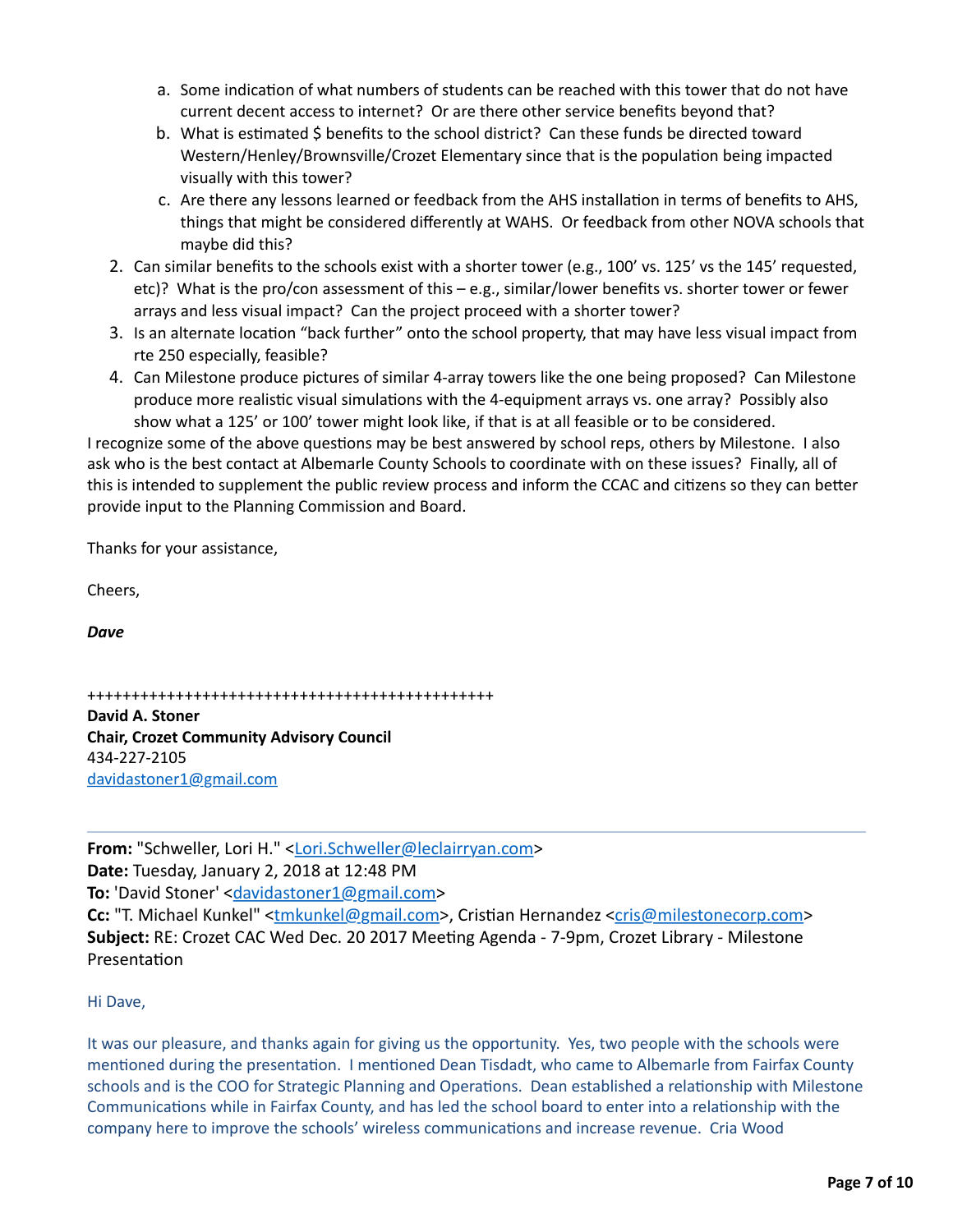a. Some indication of what numbers of students can be reached with this tower that do not have current decent access to internet? Or are there other service benefits beyond that?
   b. What is estimated $ benefits to the school district? Can these funds be directed toward Western/Henley/Brownsville/Crozet Elementary since that is the population being impacted visually with this tower?
   c. Are there any lessons learned or feedback from the AHS installation in terms of benefits to AHS, things that might be considered differently at WAHS. Or feedback from other NOVA schools that maybe did this?
2. Can similar benefits to the schools exist with a shorter tower (e.g., 100' vs. 125' vs the 145' requested, etc)? What is the pro/con assessment of this – e.g., similar/lower benefits vs. shorter tower or fewer arrays and less visual impact? Can the project proceed with a shorter tower?
3. Is an alternate location "back further" onto the school property, that may have less visual impact from rte 250 especially, feasible?
4. Can Milestone produce pictures of similar 4-array towers like the one being proposed? Can Milestone produce more realistic visual simulations with the 4-equipment arrays vs. one array? Possibly also show what a 125' or 100' tower might look like, if that is at all feasible or to be considered.

I recognize some of the above questions may be best answered by school reps, others by Milestone. I also ask who is the best contact at Albemarle County Schools to coordinate with on these issues? Finally, all of this is intended to supplement the public review process and inform the CCAC and citizens so they can better provide input to the Planning Commission and Board.

Thanks for your assistance,

Cheers,

***Dave***

++++++++++++++++++++++++++++++++++++++++++++++++
**David A. Stoner**
**Chair, Crozet Community Advisory Council**
434-227-2105
davidastoner1@gmail.com

---

**From:** "Schweller, Lori H." <Lori.Schweller@leclairryan.com>
**Date:** Tuesday, January 2, 2018 at 12:48 PM
**To:** 'David Stoner' <davidastoner1@gmail.com>
**Cc:** "T. Michael Kunkel" <tmkunkel@gmail.com>, Cristian Hernandez <cris@milestonecorp.com>
**Subject:** RE: Crozet CAC Wed Dec. 20 2017 Meeting Agenda - 7-9pm, Crozet Library - Milestone Presentation

Hi Dave,

It was our pleasure, and thanks again for giving us the opportunity. Yes, two people with the schools were mentioned during the presentation. I mentioned Dean Tisdadt, who came to Albemarle from Fairfax County schools and is the COO for Strategic Planning and Operations. Dean established a relationship with Milestone Communications while in Fairfax County, and has led the school board to enter into a relationship with the company here to improve the schools' wireless communications and increase revenue. Cria Wood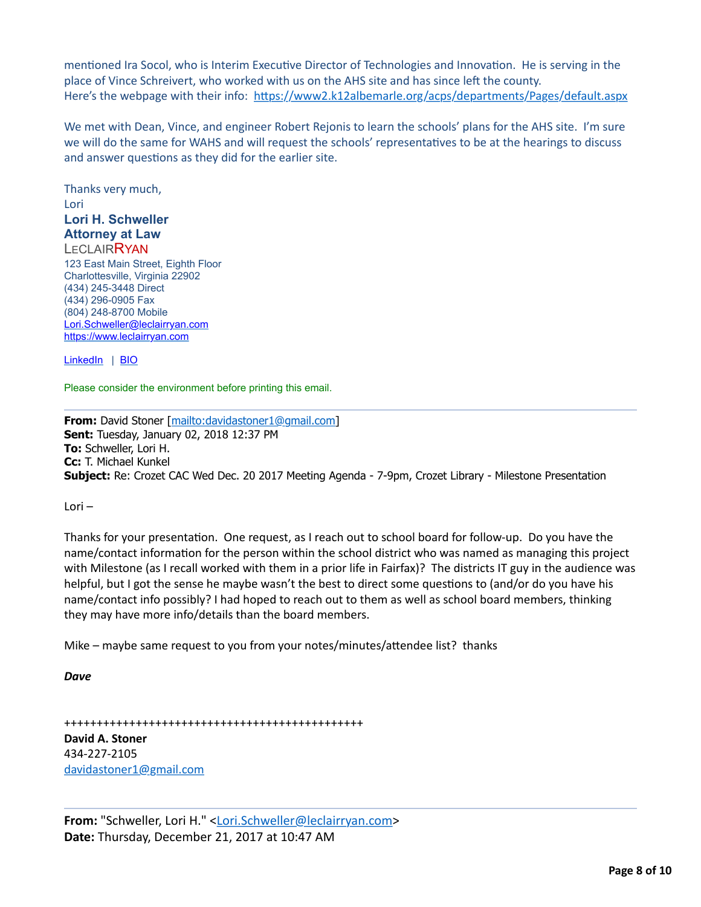mentioned Ira Socol, who is Interim Executive Director of Technologies and Innovation. He is serving in the place of Vince Schreivert, who worked with us on the AHS site and has since left the county.
Here's the webpage with their info: https://www2.k12albemarle.org/acps/departments/Pages/default.aspx

We met with Dean, Vince, and engineer Robert Rejonis to learn the schools' plans for the AHS site. I'm sure we will do the same for WAHS and will request the schools' representatives to be at the hearings to discuss and answer questions as they did for the earlier site.

Thanks very much,
Lori
**Lori H. Schweller**
**Attorney at Law**
LECLAIRRYAN
123 East Main Street, Eighth Floor
Charlottesville, Virginia 22902
(434) 245-3448 Direct
(434) 296-0905 Fax
(804) 248-8700 Mobile
Lori.Schweller@leclairryan.com
https://www.leclairryan.com

LinkedIn | BIO

Please consider the environment before printing this email.

---

**From:** David Stoner [mailto:davidastoner1@gmail.com]
**Sent:** Tuesday, January 02, 2018 12:37 PM
**To:** Schweller, Lori H.
**Cc:** T. Michael Kunkel
**Subject:** Re: Crozet CAC Wed Dec. 20 2017 Meeting Agenda - 7-9pm, Crozet Library - Milestone Presentation

Lori –

Thanks for your presentation. One request, as I reach out to school board for follow-up. Do you have the name/contact information for the person within the school district who was named as managing this project with Milestone (as I recall worked with them in a prior life in Fairfax)? The districts IT guy in the audience was helpful, but I got the sense he maybe wasn't the best to direct some questions to (and/or do you have his name/contact info possibly? I had hoped to reach out to them as well as school board members, thinking they may have more info/details than the board members.

Mike – maybe same request to you from your notes/minutes/attendee list? thanks

***Dave***

++++++++++++++++++++++++++++++++++++++++++++++++
**David A. Stoner**
434-227-2105
davidastoner1@gmail.com

---

**From:** "Schweller, Lori H." <Lori.Schweller@leclairryan.com>
**Date:** Thursday, December 21, 2017 at 10:47 AM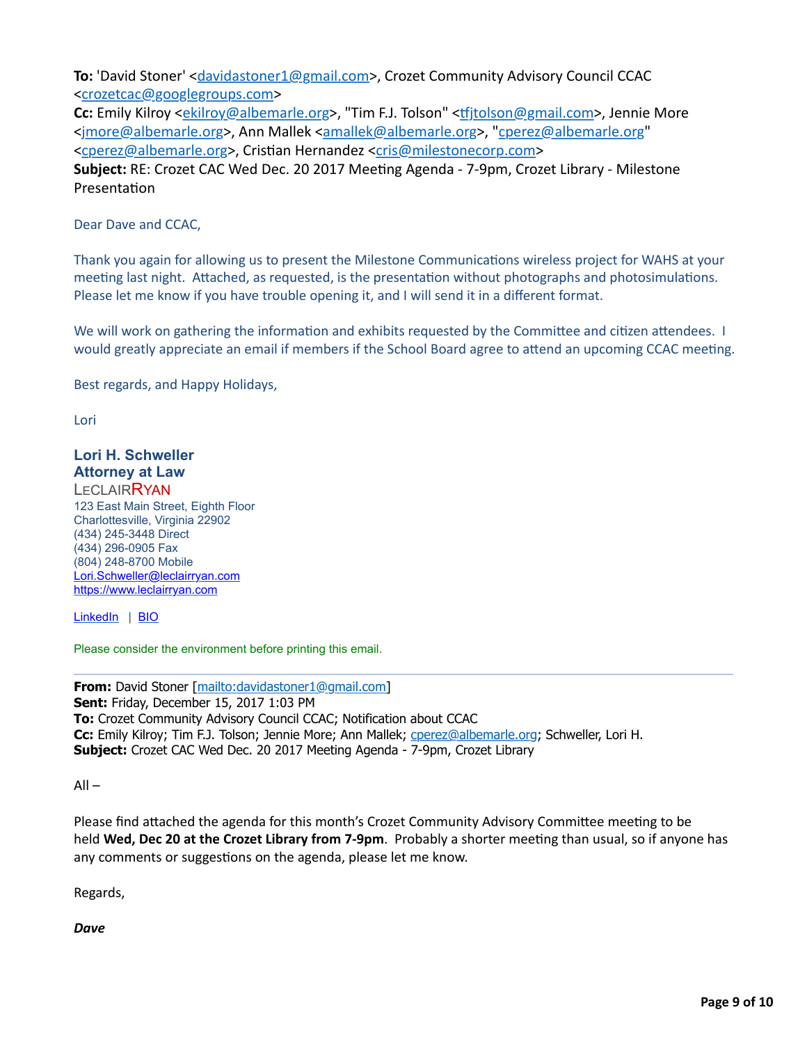**To:** 'David Stoner' <davidastoner1@gmail.com>, Crozet Community Advisory Council CCAC <crozetcac@googlegroups.com>
**Cc:** Emily Kilroy <ekilroy@albemarle.org>, "Tim F.J. Tolson" <tfjtolson@gmail.com>, Jennie More <jmore@albemarle.org>, Ann Mallek <amallek@albemarle.org>, "cperez@albemarle.org" <cperez@albemarle.org>, Cristian Hernandez <cris@milestonecorp.com>
**Subject:** RE: Crozet CAC Wed Dec. 20 2017 Meeting Agenda - 7-9pm, Crozet Library - Milestone Presentation

Dear Dave and CCAC,

Thank you again for allowing us to present the Milestone Communications wireless project for WAHS at your meeting last night. Attached, as requested, is the presentation without photographs and photosimulations. Please let me know if you have trouble opening it, and I will send it in a different format.

We will work on gathering the information and exhibits requested by the Committee and citizen attendees. I would greatly appreciate an email if members if the School Board agree to attend an upcoming CCAC meeting.

Best regards, and Happy Holidays,

Lori

**Lori H. Schweller**
**Attorney at Law**
LECLAIRRYAN
123 East Main Street, Eighth Floor
Charlottesville, Virginia 22902
(434) 245-3448 Direct
(434) 296-0905 Fax
(804) 248-8700 Mobile
Lori.Schweller@leclairryan.com
https://www.leclairryan.com

LinkedIn | BIO

Please consider the environment before printing this email.

---

**From:** David Stoner [mailto:davidastoner1@gmail.com]
**Sent:** Friday, December 15, 2017 1:03 PM
**To:** Crozet Community Advisory Council CCAC; Notification about CCAC
**Cc:** Emily Kilroy; Tim F.J. Tolson; Jennie More; Ann Mallek; cperez@albemarle.org; Schweller, Lori H.
**Subject:** Crozet CAC Wed Dec. 20 2017 Meeting Agenda - 7-9pm, Crozet Library

All –

Please find attached the agenda for this month's Crozet Community Advisory Committee meeting to be held **Wed, Dec 20 at the Crozet Library from 7-9pm**. Probably a shorter meeting than usual, so if anyone has any comments or suggestions on the agenda, please let me know.

Regards,

***Dave***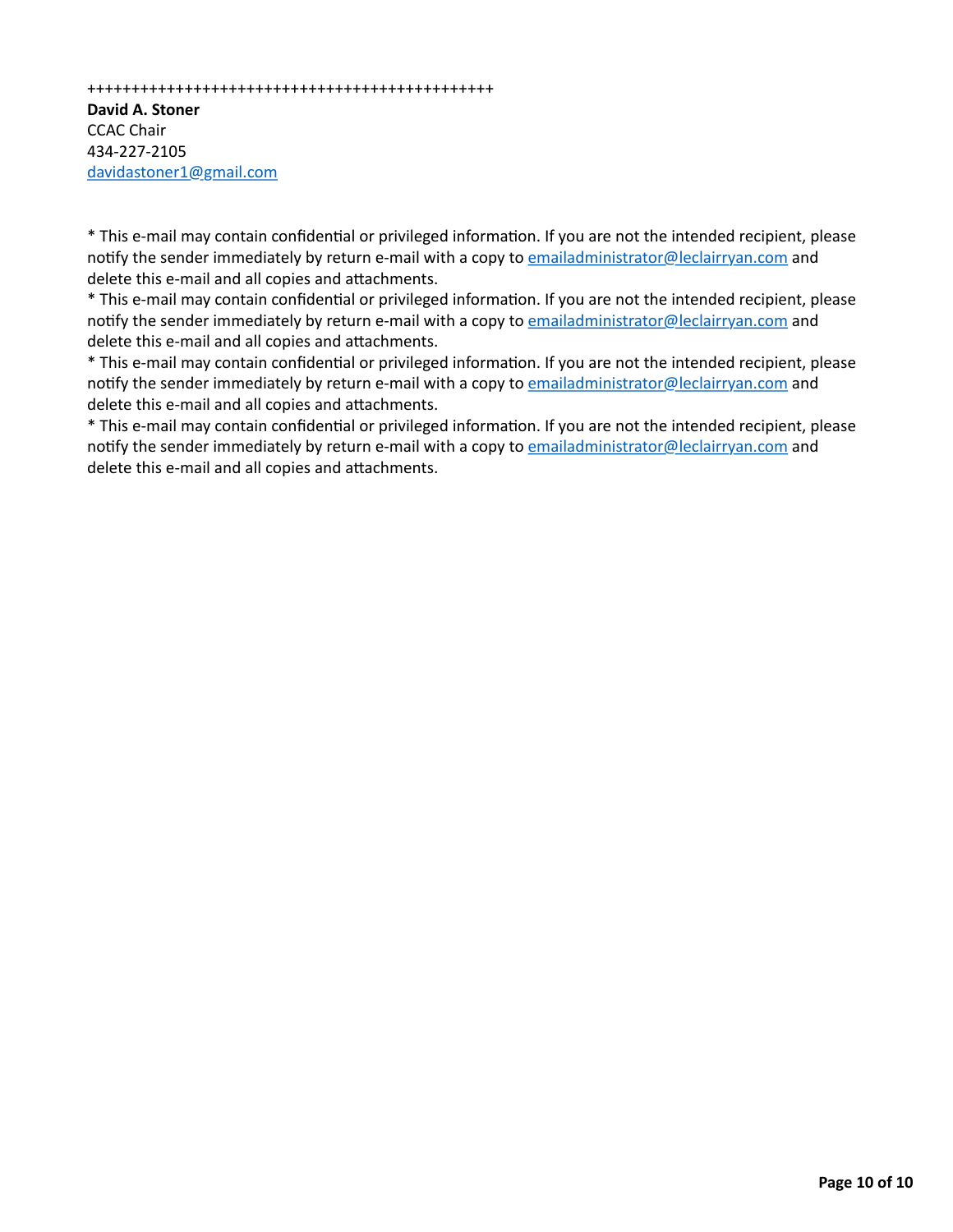++++++++++++++++++++++++++++++++++++++++++++++++

**David A. Stoner**
CCAC Chair
434-227-2105
davidastoner1@gmail.com

* This e-mail may contain confidential or privileged information. If you are not the intended recipient, please notify the sender immediately by return e-mail with a copy to emailadministrator@leclairryan.com and delete this e-mail and all copies and attachments.
* This e-mail may contain confidential or privileged information. If you are not the intended recipient, please notify the sender immediately by return e-mail with a copy to emailadministrator@leclairryan.com and delete this e-mail and all copies and attachments.
* This e-mail may contain confidential or privileged information. If you are not the intended recipient, please notify the sender immediately by return e-mail with a copy to emailadministrator@leclairryan.com and delete this e-mail and all copies and attachments.
* This e-mail may contain confidential or privileged information. If you are not the intended recipient, please notify the sender immediately by return e-mail with a copy to emailadministrator@leclairryan.com and delete this e-mail and all copies and attachments.